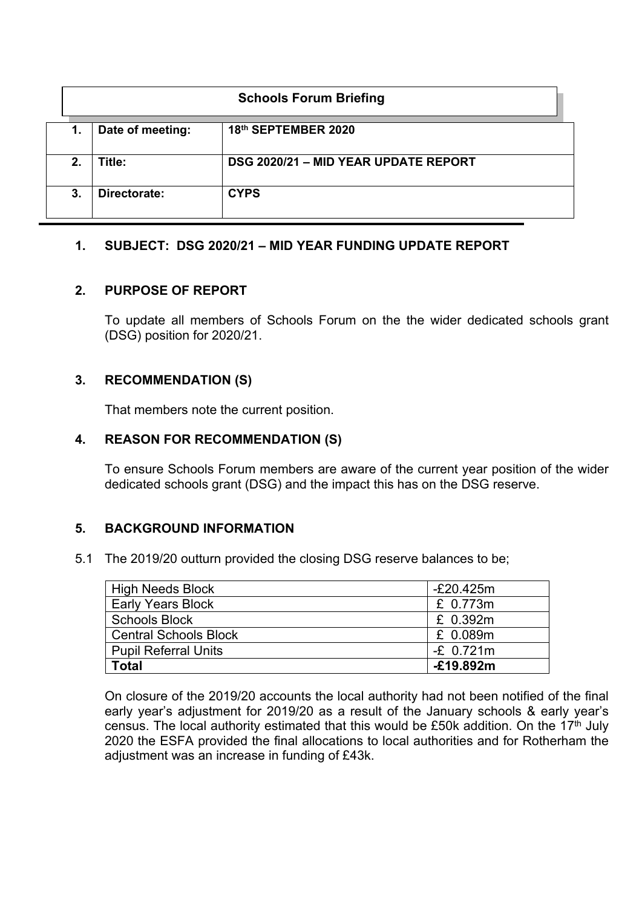**Schools Forum Briefing**

| 1. | Date of meeting: | 18th SEPTEMBER 2020 |
|---|---|---|
| 2. | Title: | DSG 2020/21 – MID YEAR UPDATE REPORT |
| 3. | Directorate: | CYPS |

## 1. SUBJECT: DSG 2020/21 – MID YEAR FUNDING UPDATE REPORT

## 2. PURPOSE OF REPORT

To update all members of Schools Forum on the the wider dedicated schools grant (DSG) position for 2020/21.

## 3. RECOMMENDATION (S)

That members note the current position.

## 4. REASON FOR RECOMMENDATION (S)

To ensure Schools Forum members are aware of the current year position of the wider dedicated schools grant (DSG) and the impact this has on the DSG reserve.

## 5. BACKGROUND INFORMATION

5.1 The 2019/20 outturn provided the closing DSG reserve balances to be;

| | |
|---|---|
| High Needs Block | -£20.425m |
| Early Years Block | £ 0.773m |
| Schools Block | £ 0.392m |
| Central Schools Block | £ 0.089m |
| Pupil Referral Units | -£ 0.721m |
| **Total** | **-£19.892m** |

On closure of the 2019/20 accounts the local authority had not been notified of the final early year's adjustment for 2019/20 as a result of the January schools & early year's census. The local authority estimated that this would be £50k addition. On the 17th July 2020 the ESFA provided the final allocations to local authorities and for Rotherham the adjustment was an increase in funding of £43k.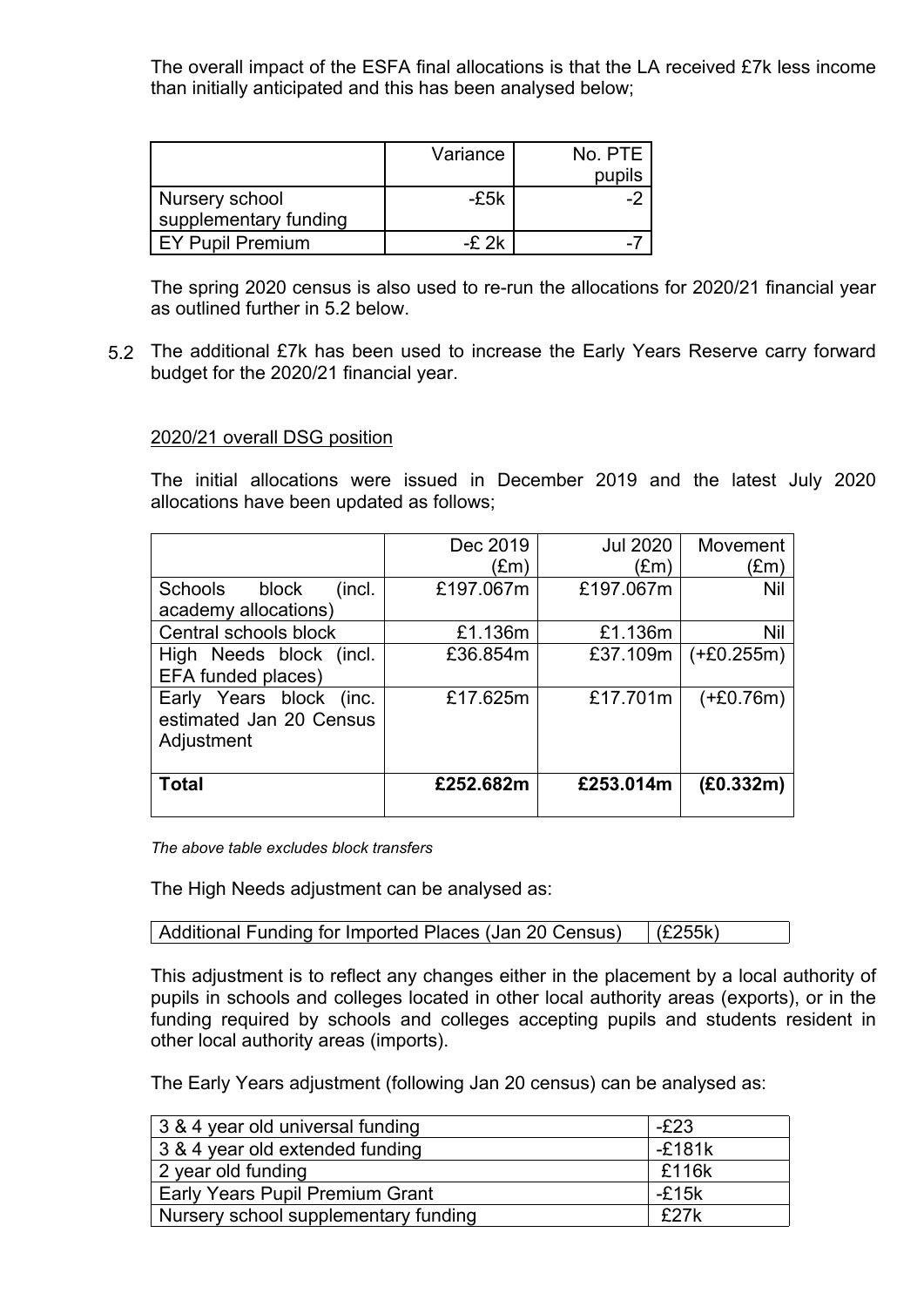The overall impact of the ESFA final allocations is that the LA received £7k less income than initially anticipated and this has been analysed below;

| | Variance | No. PTE pupils |
|---|---|---|
| Nursery school supplementary funding | -£5k | -2 |
| EY Pupil Premium | -£ 2k | -7 |

The spring 2020 census is also used to re-run the allocations for 2020/21 financial year as outlined further in 5.2 below.

5.2 The additional £7k has been used to increase the Early Years Reserve carry forward budget for the 2020/21 financial year.

2020/21 overall DSG position

The initial allocations were issued in December 2019 and the latest July 2020 allocations have been updated as follows;

| | Dec 2019 (£m) | Jul 2020 (£m) | Movement (£m) |
|---|---|---|---|
| Schools block (incl. academy allocations) | £197.067m | £197.067m | Nil |
| Central schools block | £1.136m | £1.136m | Nil |
| High Needs block (incl. EFA funded places) | £36.854m | £37.109m | (+£0.255m) |
| Early Years block (inc. estimated Jan 20 Census Adjustment | £17.625m | £17.701m | (+£0.76m) |
| **Total** | **£252.682m** | **£253.014m** | **(£0.332m)** |

*The above table excludes block transfers*

The High Needs adjustment can be analysed as:

| Additional Funding for Imported Places (Jan 20 Census) | (£255k) |
|---|---|

This adjustment is to reflect any changes either in the placement by a local authority of pupils in schools and colleges located in other local authority areas (exports), or in the funding required by schools and colleges accepting pupils and students resident in other local authority areas (imports).

The Early Years adjustment (following Jan 20 census) can be analysed as:

| 3 & 4 year old universal funding | -£23 |
|---|---|
| 3 & 4 year old extended funding | -£181k |
| 2 year old funding | £116k |
| Early Years Pupil Premium Grant | -£15k |
| Nursery school supplementary funding | £27k |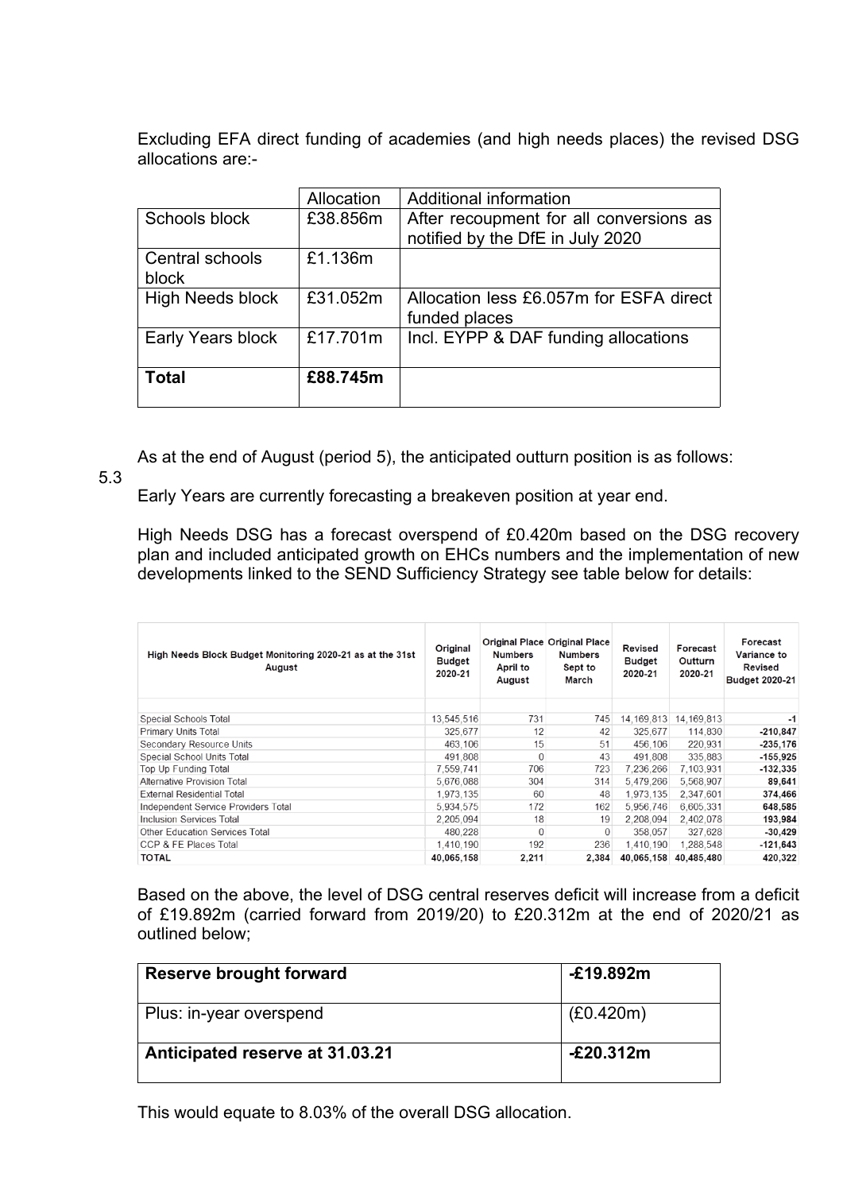Excluding EFA direct funding of academies (and high needs places) the revised DSG allocations are:-

| | Allocation | Additional information |
|---|---|---|
| Schools block | £38.856m | After recoupment for all conversions as notified by the DfE in July 2020 |
| Central schools block | £1.136m | |
| High Needs block | £31.052m | Allocation less £6.057m for ESFA direct funded places |
| Early Years block | £17.701m | Incl. EYPP & DAF funding allocations |
| **Total** | **£88.745m** | |

5.3 As at the end of August (period 5), the anticipated outturn position is as follows:

Early Years are currently forecasting a breakeven position at year end.

High Needs DSG has a forecast overspend of £0.420m based on the DSG recovery plan and included anticipated growth on EHCs numbers and the implementation of new developments linked to the SEND Sufficiency Strategy see table below for details:

| High Needs Block Budget Monitoring 2020-21 as at the 31st August | Original Budget 2020-21 | Original Place Numbers April to August | Original Place Numbers Sept to March | Revised Budget 2020-21 | Forecast Outturn 2020-21 | Forecast Variance to Revised Budget 2020-21 |
|---|---|---|---|---|---|---|
| Special Schools Total | 13,545,516 | 731 | 745 | 14,169,813 | 14,169,813 | **-1** |
| Primary Units Total | 325,677 | 12 | 42 | 325,677 | 114,830 | **-210,847** |
| Secondary Resource Units | 463,106 | 15 | 51 | 456,106 | 220,931 | **-235,176** |
| Special School Units Total | 491,808 | 0 | 43 | 491,808 | 335,883 | **-155,925** |
| Top Up Funding Total | 7,559,741 | 706 | 723 | 7,236,266 | 7,103,931 | **-132,335** |
| Alternative Provision Total | 5,676,088 | 304 | 314 | 5,479,266 | 5,568,907 | **89,641** |
| External Residential Total | 1,973,135 | 60 | 48 | 1,973,135 | 2,347,601 | **374,466** |
| Independent Service Providers Total | 5,934,575 | 172 | 162 | 5,956,746 | 6,605,331 | **648,585** |
| Inclusion Services Total | 2,205,094 | 18 | 19 | 2,208,094 | 2,402,078 | **193,984** |
| Other Education Services Total | 480,228 | 0 | 0 | 358,057 | 327,628 | **-30,429** |
| CCP & FE Places Total | 1,410,190 | 192 | 236 | 1,410,190 | 1,288,548 | **-121,643** |
| **TOTAL** | **40,065,158** | **2,211** | **2,384** | **40,065,158** | **40,485,480** | **420,322** |

Based on the above, the level of DSG central reserves deficit will increase from a deficit of £19.892m (carried forward from 2019/20) to £20.312m at the end of 2020/21 as outlined below;

| **Reserve brought forward** | **-£19.892m** |
|---|---|
| Plus: in-year overspend | (£0.420m) |
| **Anticipated reserve at 31.03.21** | **-£20.312m** |

This would equate to 8.03% of the overall DSG allocation.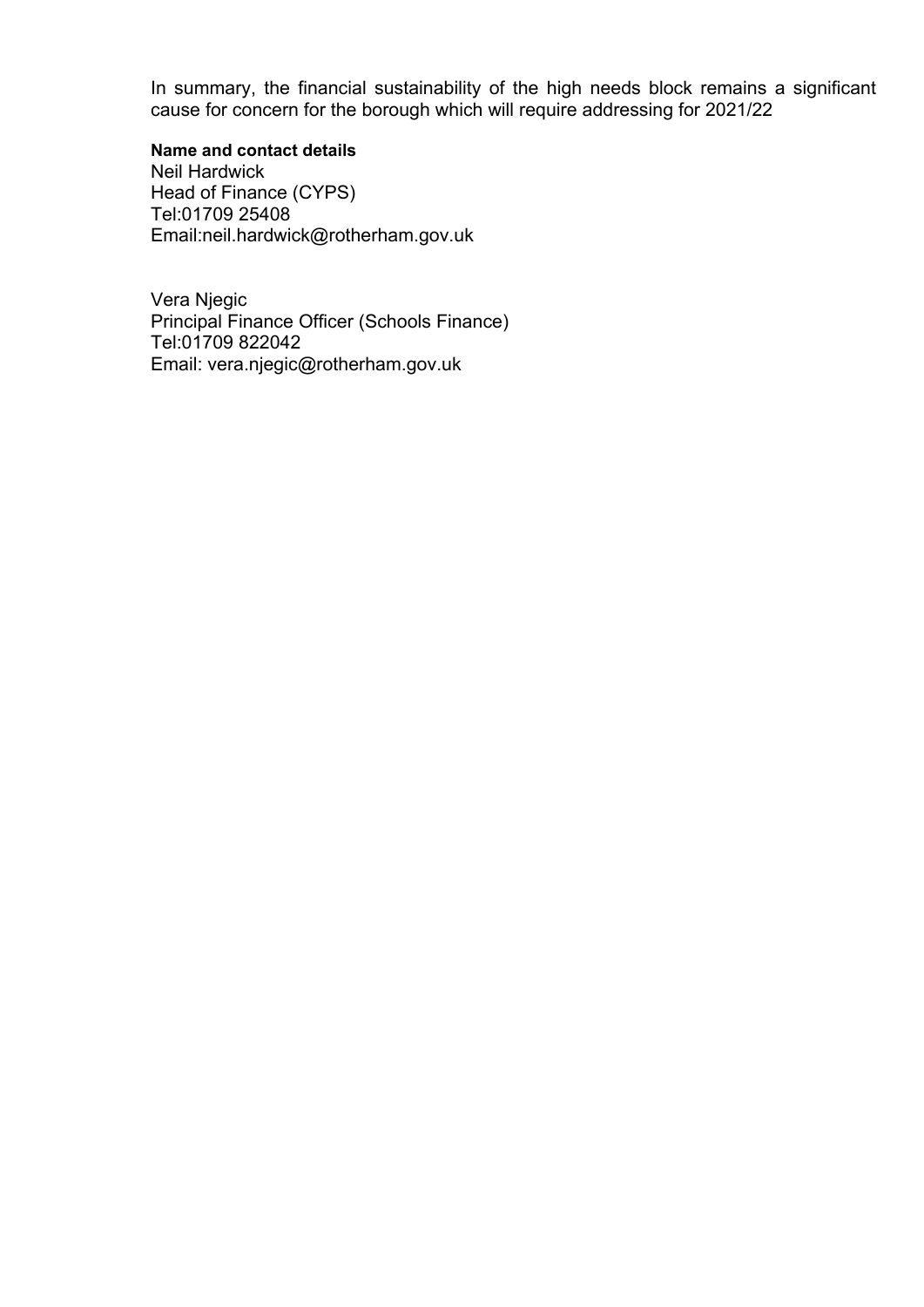In summary, the financial sustainability of the high needs block remains a significant cause for concern for the borough which will require addressing for 2021/22

**Name and contact details**  
Neil Hardwick  
Head of Finance (CYPS)  
Tel:01709 25408  
Email:neil.hardwick@rotherham.gov.uk

Vera Njegic  
Principal Finance Officer (Schools Finance)  
Tel:01709 822042  
Email: vera.njegic@rotherham.gov.uk